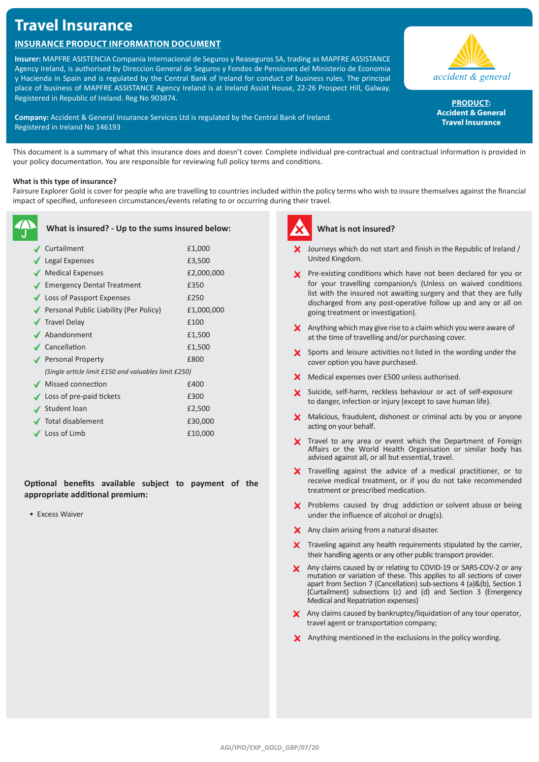# Travel Insurance

## INSURANCE PRODUCT INFORMATION DOCUMENT

**Insurer:** MAPFRE ASISTENCIA Compania Internacional de Seguros y Reaseguros SA, trading as MAPFRE ASSISTANCE Agency Ireland, is authorised by Direccion General de Seguros y Fondos de Pensiones del Ministerio de Economia y Hacienda in Spain and is regulated by the Central Bank of Ireland for conduct of business rules. The principal place of business of MAPFRE ASSISTANCE Agency Ireland is at Ireland Assist House, 22-26 Prospect Hill, Galway. Registered in Republic of Ireland. Reg No 903874.

**Company:** Accident & General Insurance Services Ltd is regulated by the Central Bank of Ireland. Registered in Ireland No 146193

accident & general

**PRODUCT:** Accident & General Travel Insurance

This document is a summary of what this insurance does and doesn't cover. Complete individual pre-contractual and contractual information is provided in your policy documentation. You are responsible for reviewing full policy terms and conditions.

**What is this type of insurance?**
Fairsure Explorer Gold is cover for people who are travelling to countries included within the policy terms who wish to insure themselves against the financial impact of specified, unforeseen circumstances/events relating to or occurring during their travel.

### What is insured? - Up to the sums insured below:

| Benefit | Sum insured |
|---|---|
| ✓ Curtailment | £1,000 |
| ✓ Legal Expenses | £3,500 |
| ✓ Medical Expenses | £2,000,000 |
| ✓ Emergency Dental Treatment | £350 |
| ✓ Loss of Passport Expenses | £250 |
| ✓ Personal Public Liability (Per Policy) | £1,000,000 |
| ✓ Travel Delay | £100 |
| ✓ Abandonment | £1,500 |
| ✓ Cancellation | £1,500 |
| ✓ Personal Property | £800 |
| *(Single article limit £150 and valuables limit £250)* | |
| ✓ Missed connection | £400 |
| ✓ Loss of pre-paid tickets | £300 |
| ✓ Student loan | £2,500 |
| ✓ Total disablement | £30,000 |
| ✓ Loss of Limb | £10,000 |

**Optional benefits available subject to payment of the appropriate additional premium:**

- Excess Waiver

### What is not insured?

- ✗ Journeys which do not start and finish in the Republic of Ireland / United Kingdom.
- ✗ Pre-existing conditions which have not been declared for you or for your travelling companion/s (Unless on waived conditions list with the insured not awaiting surgery and that they are fully discharged from any post-operative follow up and any or all on going treatment or investigation).
- ✗ Anything which may give rise to a claim which you were aware of at the time of travelling and/or purchasing cover.
- ✗ Sports and leisure activities not listed in the wording under the cover option you have purchased.
- ✗ Medical expenses over £500 unless authorised.
- ✗ Suicide, self-harm, reckless behaviour or act of self-exposure to danger, infection or injury (except to save human life).
- ✗ Malicious, fraudulent, dishonest or criminal acts by you or anyone acting on your behalf.
- ✗ Travel to any area or event which the Department of Foreign Affairs or the World Health Organisation or similar body has advised against all, or all but essential, travel.
- ✗ Travelling against the advice of a medical practitioner, or to receive medical treatment, or if you do not take recommended treatment or prescribed medication.
- ✗ Problems caused by drug addiction or solvent abuse or being under the influence of alcohol or drug(s).
- ✗ Any claim arising from a natural disaster.
- ✗ Traveling against any health requirements stipulated by the carrier, their handling agents or any other public transport provider.
- ✗ Any claims caused by or relating to COVID-19 or SARS-COV-2 or any mutation or variation of these. This applies to all sections of cover apart from Section 7 (Cancellation) sub-sections 4 (a)&(b), Section 1 (Curtailment) subsections (c) and (d) and Section 3 (Emergency Medical and Repatriation expenses)
- ✗ Any claims caused by bankruptcy/liquidation of any tour operator, travel agent or transportation company;
- ✗ Anything mentioned in the exclusions in the policy wording.

AGI/IPID/EXP_GOLD_GBP/07/20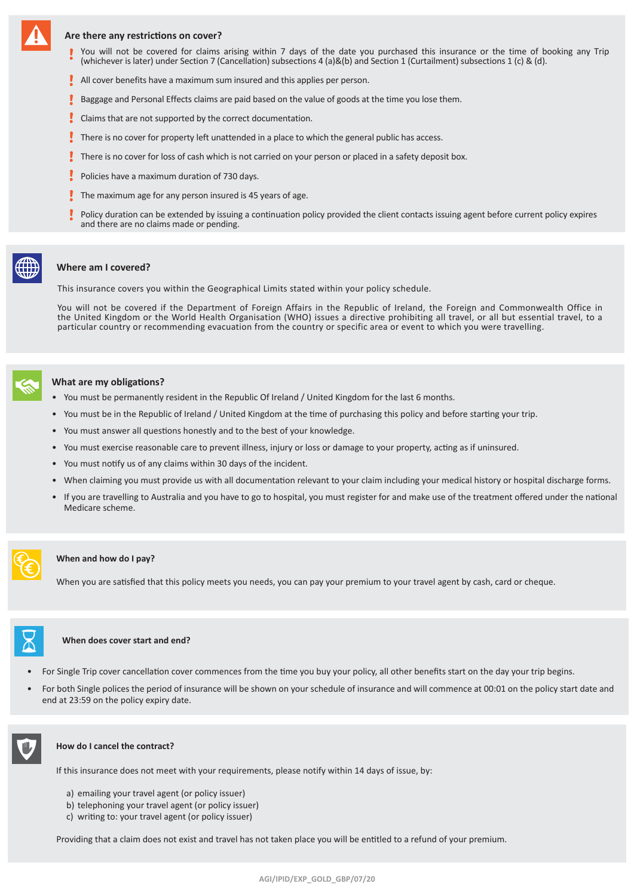## Are there any restrictions on cover?

- You will not be covered for claims arising within 7 days of the date you purchased this insurance or the time of booking any Trip (whichever is later) under Section 7 (Cancellation) subsections 4 (a)&(b) and Section 1 (Curtailment) subsections 1 (c) & (d).
- All cover benefits have a maximum sum insured and this applies per person.
- Baggage and Personal Effects claims are paid based on the value of goods at the time you lose them.
- Claims that are not supported by the correct documentation.
- There is no cover for property left unattended in a place to which the general public has access.
- There is no cover for loss of cash which is not carried on your person or placed in a safety deposit box.
- Policies have a maximum duration of 730 days.
- The maximum age for any person insured is 45 years of age.
- Policy duration can be extended by issuing a continuation policy provided the client contacts issuing agent before current policy expires and there are no claims made or pending.

## Where am I covered?

This insurance covers you within the Geographical Limits stated within your policy schedule.

You will not be covered if the Department of Foreign Affairs in the Republic of Ireland, the Foreign and Commonwealth Office in the United Kingdom or the World Health Organisation (WHO) issues a directive prohibiting all travel, or all but essential travel, to a particular country or recommending evacuation from the country or specific area or event to which you were travelling.

## What are my obligations?

- You must be permanently resident in the Republic Of Ireland / United Kingdom for the last 6 months.
- You must be in the Republic of Ireland / United Kingdom at the time of purchasing this policy and before starting your trip.
- You must answer all questions honestly and to the best of your knowledge.
- You must exercise reasonable care to prevent illness, injury or loss or damage to your property, acting as if uninsured.
- You must notify us of any claims within 30 days of the incident.
- When claiming you must provide us with all documentation relevant to your claim including your medical history or hospital discharge forms.
- If you are travelling to Australia and you have to go to hospital, you must register for and make use of the treatment offered under the national Medicare scheme.

## When and how do I pay?

When you are satisfied that this policy meets you needs, you can pay your premium to your travel agent by cash, card or cheque.

## When does cover start and end?

- For Single Trip cover cancellation cover commences from the time you buy your policy, all other benefits start on the day your trip begins.
- For both Single polices the period of insurance will be shown on your schedule of insurance and will commence at 00:01 on the policy start date and end at 23:59 on the policy expiry date.

## How do I cancel the contract?

If this insurance does not meet with your requirements, please notify within 14 days of issue, by:

a) emailing your travel agent (or policy issuer)
b) telephoning your travel agent (or policy issuer)
c) writing to: your travel agent (or policy issuer)

Providing that a claim does not exist and travel has not taken place you will be entitled to a refund of your premium.

AGI/IPID/EXP_GOLD_GBP/07/20